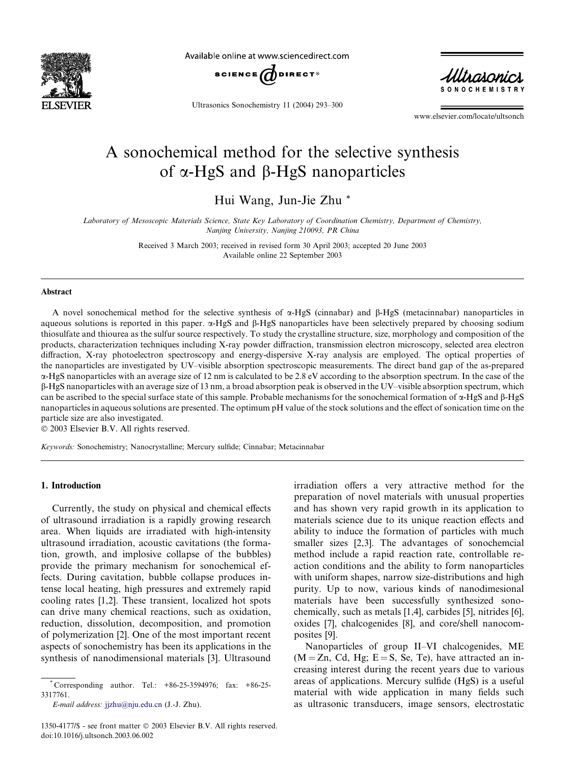# A sonochemical method for the selective synthesis of α-HgS and β-HgS nanoparticles

Hui Wang, Jun-Jie Zhu *

*Laboratory of Mesoscopic Materials Science, State Key Laboratory of Coordination Chemistry, Department of Chemistry, Nanjing University, Nanjing 210093, PR China*

Received 3 March 2003; received in revised form 30 April 2003; accepted 20 June 2003
Available online 22 September 2003

## Abstract

A novel sonochemical method for the selective synthesis of α-HgS (cinnabar) and β-HgS (metacinnabar) nanoparticles in aqueous solutions is reported in this paper. α-HgS and β-HgS nanoparticles have been selectively prepared by choosing sodium thiosulfate and thiourea as the sulfur source respectively. To study the crystalline structure, size, morphology and composition of the products, characterization techniques including X-ray powder diffraction, transmission electron microscopy, selected area electron diffraction, X-ray photoelectron spectroscopy and energy-dispersive X-ray analysis are employed. The optical properties of the nanoparticles are investigated by UV–visible absorption spectroscopic measurements. The direct band gap of the as-prepared α-HgS nanoparticles with an average size of 12 nm is calculated to be 2.8 eV according to the absorption spectrum. In the case of the β-HgS nanoparticles with an average size of 13 nm, a broad absorption peak is observed in the UV–visible absorption spectrum, which can be ascribed to the special surface state of this sample. Probable mechanisms for the sonochemical formation of α-HgS and β-HgS nanoparticles in aqueous solutions are presented. The optimum pH value of the stock solutions and the effect of sonication time on the particle size are also investigated.

© 2003 Elsevier B.V. All rights reserved.

*Keywords:* Sonochemistry; Nanocrystalline; Mercury sulfide; Cinnabar; Metacinnabar

## 1. Introduction

Currently, the study on physical and chemical effects of ultrasound irradiation is a rapidly growing research area. When liquids are irradiated with high-intensity ultrasound irradiation, acoustic cavitations (the formation, growth, and implosive collapse of the bubbles) provide the primary mechanism for sonochemical effects. During cavitation, bubble collapse produces intense local heating, high pressures and extremely rapid cooling rates [1,2]. These transient, localized hot spots can drive many chemical reactions, such as oxidation, reduction, dissolution, decomposition, and promotion of polymerization [2]. One of the most important recent aspects of sonochemistry has been its applications in the synthesis of nanodimensional materials [3]. Ultrasound irradiation offers a very attractive method for the preparation of novel materials with unusual properties and has shown very rapid growth in its application to materials science due to its unique reaction effects and ability to induce the formation of particles with much smaller sizes [2,3]. The advantages of sonochemcial method include a rapid reaction rate, controllable reaction conditions and the ability to form nanoparticles with uniform shapes, narrow size-distributions and high purity. Up to now, various kinds of nanodimesional materials have been successfully synthesized sonochemically, such as metals [1,4], carbides [5], nitrides [6], oxides [7], chalcogenides [8], and core/shell nanocomposites [9].

Nanoparticles of group II–VI chalcogenides, ME (M = Zn, Cd, Hg; E = S, Se, Te), have attracted an increasing interest during the recent years due to various areas of applications. Mercury sulfide (HgS) is a useful material with wide application in many fields such as ultrasonic transducers, image sensors, electrostatic

* Corresponding author. Tel.: +86-25-3594976; fax: +86-25-3317761.
*E-mail address:* jjzhu@nju.edu.cn (J.-J. Zhu).

1350-4177/$ - see front matter © 2003 Elsevier B.V. All rights reserved.
doi:10.1016/j.ultsonch.2003.06.002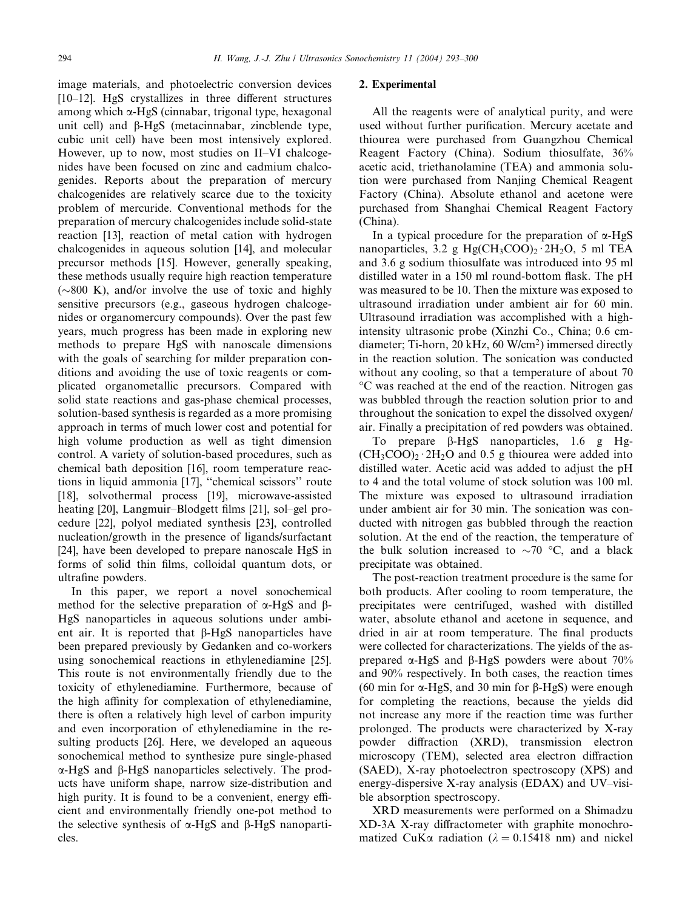image materials, and photoelectric conversion devices [10–12]. HgS crystallizes in three different structures among which α-HgS (cinnabar, trigonal type, hexagonal unit cell) and β-HgS (metacinnabar, zincblende type, cubic unit cell) have been most intensively explored. However, up to now, most studies on II–VI chalcogenides have been focused on zinc and cadmium chalcogenides. Reports about the preparation of mercury chalcogenides are relatively scarce due to the toxicity problem of mercuride. Conventional methods for the preparation of mercury chalcogenides include solid-state reaction [13], reaction of metal cation with hydrogen chalcogenides in aqueous solution [14], and molecular precursor methods [15]. However, generally speaking, these methods usually require high reaction temperature (∼800 K), and/or involve the use of toxic and highly sensitive precursors (e.g., gaseous hydrogen chalcogenides or organomercury compounds). Over the past few years, much progress has been made in exploring new methods to prepare HgS with nanoscale dimensions with the goals of searching for milder preparation conditions and avoiding the use of toxic reagents or complicated organometallic precursors. Compared with solid state reactions and gas-phase chemical processes, solution-based synthesis is regarded as a more promising approach in terms of much lower cost and potential for high volume production as well as tight dimension control. A variety of solution-based procedures, such as chemical bath deposition [16], room temperature reactions in liquid ammonia [17], "chemical scissors" route [18], solvothermal process [19], microwave-assisted heating [20], Langmuir–Blodgett films [21], sol–gel procedure [22], polyol mediated synthesis [23], controlled nucleation/growth in the presence of ligands/surfactant [24], have been developed to prepare nanoscale HgS in forms of solid thin films, colloidal quantum dots, or ultrafine powders.

In this paper, we report a novel sonochemical method for the selective preparation of α-HgS and β-HgS nanoparticles in aqueous solutions under ambient air. It is reported that β-HgS nanoparticles have been prepared previously by Gedanken and co-workers using sonochemical reactions in ethylenediamine [25]. This route is not environmentally friendly due to the toxicity of ethylenediamine. Furthermore, because of the high affinity for complexation of ethylenediamine, there is often a relatively high level of carbon impurity and even incorporation of ethylenediamine in the resulting products [26]. Here, we developed an aqueous sonochemical method to synthesize pure single-phased α-HgS and β-HgS nanoparticles selectively. The products have uniform shape, narrow size-distribution and high purity. It is found to be a convenient, energy efficient and environmentally friendly one-pot method to the selective synthesis of α-HgS and β-HgS nanoparticles.

## 2. Experimental

All the reagents were of analytical purity, and were used without further purification. Mercury acetate and thiourea were purchased from Guangzhou Chemical Reagent Factory (China). Sodium thiosulfate, 36% acetic acid, triethanolamine (TEA) and ammonia solution were purchased from Nanjing Chemical Reagent Factory (China). Absolute ethanol and acetone were purchased from Shanghai Chemical Reagent Factory (China).

In a typical procedure for the preparation of α-HgS nanoparticles, 3.2 g $Hg(CH_3COO)_2 \cdot 2H_2O$, 5 ml TEA and 3.6 g sodium thiosulfate was introduced into 95 ml distilled water in a 150 ml round-bottom flask. The pH was measured to be 10. Then the mixture was exposed to ultrasound irradiation under ambient air for 60 min. Ultrasound irradiation was accomplished with a high-intensity ultrasonic probe (Xinzhi Co., China; 0.6 cm-diameter; Ti-horn, 20 kHz, 60 $W/cm^2$) immersed directly in the reaction solution. The sonication was conducted without any cooling, so that a temperature of about 70 °C was reached at the end of the reaction. Nitrogen gas was bubbled through the reaction solution prior to and throughout the sonication to expel the dissolved oxygen/air. Finally a precipitation of red powders was obtained.

To prepare β-HgS nanoparticles, 1.6 g $Hg(CH_3COO)_2 \cdot 2H_2O$ and 0.5 g thiourea were added into distilled water. Acetic acid was added to adjust the pH to 4 and the total volume of stock solution was 100 ml. The mixture was exposed to ultrasound irradiation under ambient air for 30 min. The sonication was conducted with nitrogen gas bubbled through the reaction solution. At the end of the reaction, the temperature of the bulk solution increased to ∼70 °C, and a black precipitate was obtained.

The post-reaction treatment procedure is the same for both products. After cooling to room temperature, the precipitates were centrifuged, washed with distilled water, absolute ethanol and acetone in sequence, and dried in air at room temperature. The final products were collected for characterizations. The yields of the as-prepared α-HgS and β-HgS powders were about 70% and 90% respectively. In both cases, the reaction times (60 min for α-HgS, and 30 min for β-HgS) were enough for completing the reactions, because the yields did not increase any more if the reaction time was further prolonged. The products were characterized by X-ray powder diffraction (XRD), transmission electron microscopy (TEM), selected area electron diffraction (SAED), X-ray photoelectron spectroscopy (XPS) and energy-dispersive X-ray analysis (EDAX) and UV–visible absorption spectroscopy.

XRD measurements were performed on a Shimadzu XD-3A X-ray diffractometer with graphite monochromatized CuKα radiation ($\lambda = 0.15418$ nm) and nickel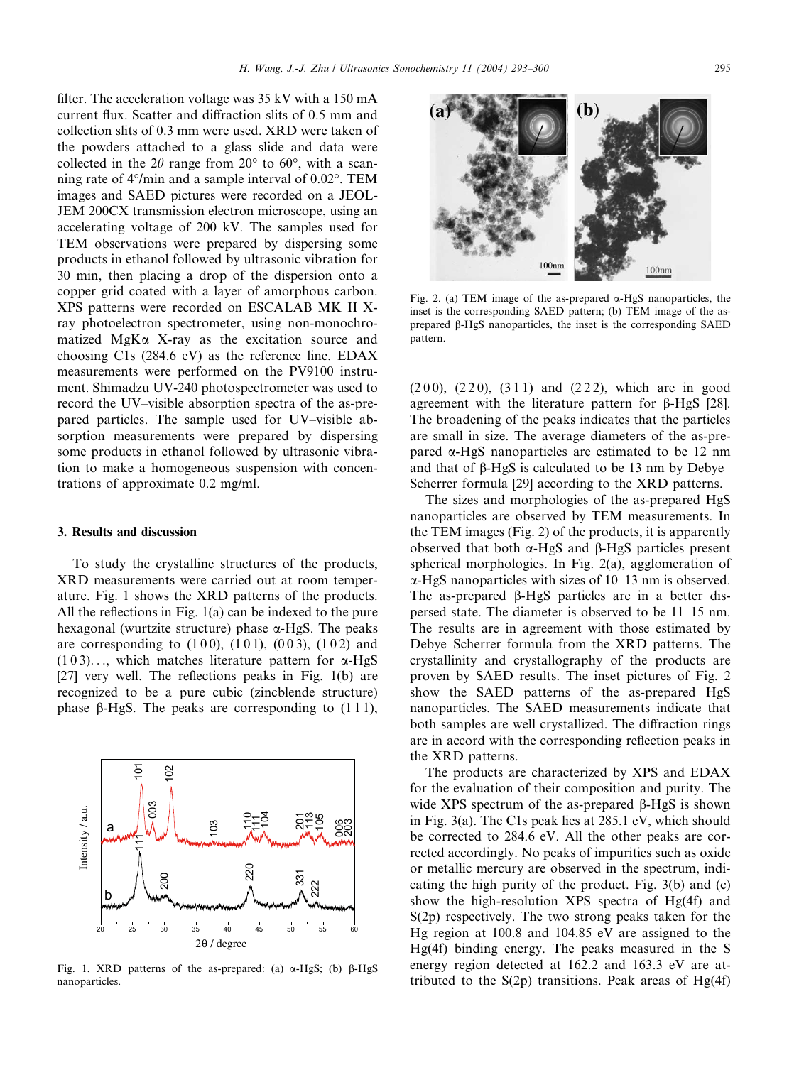filter. The acceleration voltage was 35 kV with a 150 mA current flux. Scatter and diffraction slits of 0.5 mm and collection slits of 0.3 mm were used. XRD were taken of the powders attached to a glass slide and data were collected in the $2\theta$ range from 20° to 60°, with a scanning rate of 4°/min and a sample interval of 0.02°. TEM images and SAED pictures were recorded on a JEOL-JEM 200CX transmission electron microscope, using an accelerating voltage of 200 kV. The samples used for TEM observations were prepared by dispersing some products in ethanol followed by ultrasonic vibration for 30 min, then placing a drop of the dispersion onto a copper grid coated with a layer of amorphous carbon. XPS patterns were recorded on ESCALAB MK II X-ray photoelectron spectrometer, using non-monochromatized MgK$\alpha$ X-ray as the excitation source and choosing C1s (284.6 eV) as the reference line. EDAX measurements were performed on the PV9100 instrument. Shimadzu UV-240 photospectrometer was used to record the UV–visible absorption spectra of the as-prepared particles. The sample used for UV–visible absorption measurements were prepared by dispersing some products in ethanol followed by ultrasonic vibration to make a homogeneous suspension with concentrations of approximate 0.2 mg/ml.

## 3. Results and discussion

To study the crystalline structures of the products, XRD measurements were carried out at room temperature. Fig. 1 shows the XRD patterns of the products. All the reflections in Fig. 1(a) can be indexed to the pure hexagonal (wurtzite structure) phase $\alpha$-HgS. The peaks are corresponding to (1 0 0), (1 0 1), (0 0 3), (1 0 2) and (1 0 3)..., which matches literature pattern for $\alpha$-HgS [27] very well. The reflections peaks in Fig. 1(b) are recognized to be a pure cubic (zincblende structure) phase $\beta$-HgS. The peaks are corresponding to (1 1 1), (2 0 0), (2 2 0), (3 1 1) and (2 2 2), which are in good agreement with the literature pattern for $\beta$-HgS [28]. The broadening of the peaks indicates that the particles are small in size. The average diameters of the as-prepared $\alpha$-HgS nanoparticles are estimated to be 12 nm and that of $\beta$-HgS is calculated to be 13 nm by Debye–Scherrer formula [29] according to the XRD patterns.

Fig. 1. XRD patterns of the as-prepared: (a) $\alpha$-HgS; (b) $\beta$-HgS nanoparticles.

Fig. 2. (a) TEM image of the as-prepared $\alpha$-HgS nanoparticles, the inset is the corresponding SAED pattern; (b) TEM image of the as-prepared $\beta$-HgS nanoparticles, the inset is the corresponding SAED pattern.

The sizes and morphologies of the as-prepared HgS nanoparticles are observed by TEM measurements. In the TEM images (Fig. 2) of the products, it is apparently observed that both $\alpha$-HgS and $\beta$-HgS particles present spherical morphologies. In Fig. 2(a), agglomeration of $\alpha$-HgS nanoparticles with sizes of 10–13 nm is observed. The as-prepared $\beta$-HgS particles are in a better dispersed state. The diameter is observed to be 11–15 nm. The results are in agreement with those estimated by Debye–Scherrer formula from the XRD patterns. The crystallinity and crystallography of the products are proven by SAED results. The inset pictures of Fig. 2 show the SAED patterns of the as-prepared HgS nanoparticles. The SAED measurements indicate that both samples are well crystallized. The diffraction rings are in accord with the corresponding reflection peaks in the XRD patterns.

The products are characterized by XPS and EDAX for the evaluation of their composition and purity. The wide XPS spectrum of the as-prepared $\beta$-HgS is shown in Fig. 3(a). The C1s peak lies at 285.1 eV, which should be corrected to 284.6 eV. All the other peaks are corrected accordingly. No peaks of impurities such as oxide or metallic mercury are observed in the spectrum, indicating the high purity of the product. Fig. 3(b) and (c) show the high-resolution XPS spectra of Hg(4f) and S(2p) respectively. The two strong peaks taken for the Hg region at 100.8 and 104.85 eV are assigned to the Hg(4f) binding energy. The peaks measured in the S energy region detected at 162.2 and 163.3 eV are attributed to the S(2p) transitions. Peak areas of Hg(4f)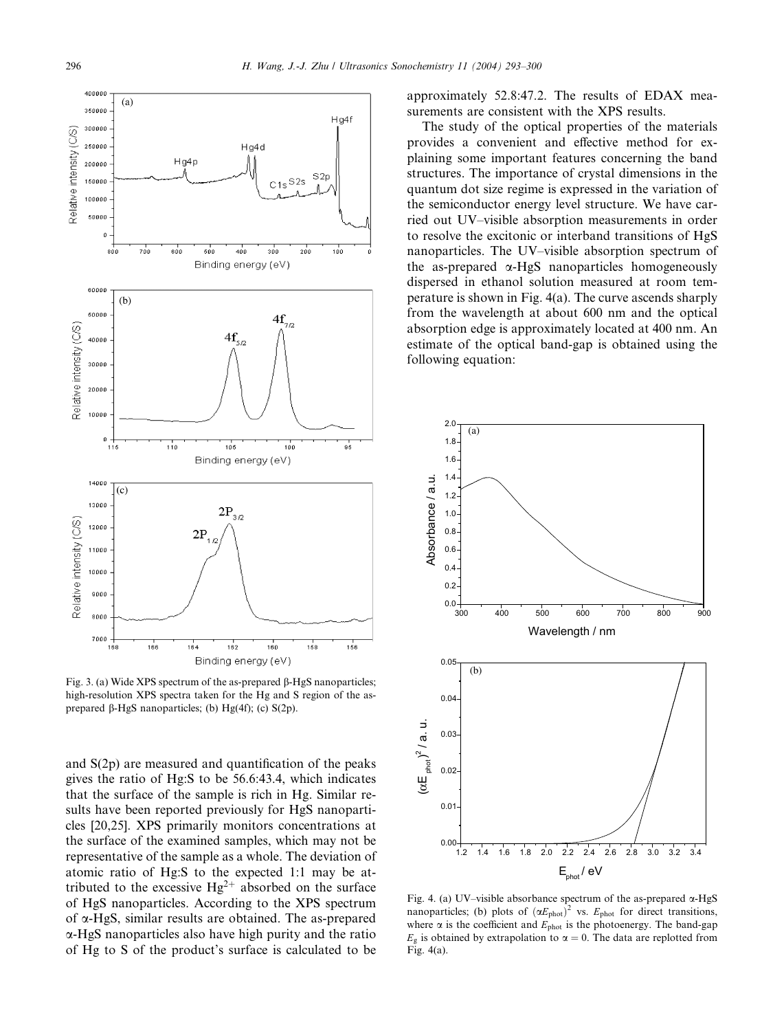Fig. 3. (a) Wide XPS spectrum of the as-prepared β-HgS nanoparticles; high-resolution XPS spectra taken for the Hg and S region of the as-prepared β-HgS nanoparticles; (b) Hg(4f); (c) S(2p).

and S(2p) are measured and quantification of the peaks gives the ratio of Hg:S to be 56.6:43.4, which indicates that the surface of the sample is rich in Hg. Similar results have been reported previously for HgS nanoparticles [20,25]. XPS primarily monitors concentrations at the surface of the examined samples, which may not be representative of the sample as a whole. The deviation of atomic ratio of Hg:S to the expected 1:1 may be attributed to the excessive $Hg^{2+}$ absorbed on the surface of HgS nanoparticles. According to the XPS spectrum of α-HgS, similar results are obtained. The as-prepared α-HgS nanoparticles also have high purity and the ratio of Hg to S of the product's surface is calculated to be approximately 52.8:47.2. The results of EDAX measurements are consistent with the XPS results.

The study of the optical properties of the materials provides a convenient and effective method for explaining some important features concerning the band structures. The importance of crystal dimensions in the quantum dot size regime is expressed in the variation of the semiconductor energy level structure. We have carried out UV–visible absorption measurements in order to resolve the excitonic or interband transitions of HgS nanoparticles. The UV–visible absorption spectrum of the as-prepared α-HgS nanoparticles homogeneously dispersed in ethanol solution measured at room temperature is shown in Fig. 4(a). The curve ascends sharply from the wavelength at about 600 nm and the optical absorption edge is approximately located at 400 nm. An estimate of the optical band-gap is obtained using the following equation:

Fig. 4. (a) UV–visible absorbance spectrum of the as-prepared α-HgS nanoparticles; (b) plots of $(\alpha E_{phot})^2$ vs. $E_{phot}$ for direct transitions, where $\alpha$ is the coefficient and $E_{phot}$ is the photoenergy. The band-gap $E_g$ is obtained by extrapolation to $\alpha = 0$. The data are replotted from Fig. 4(a).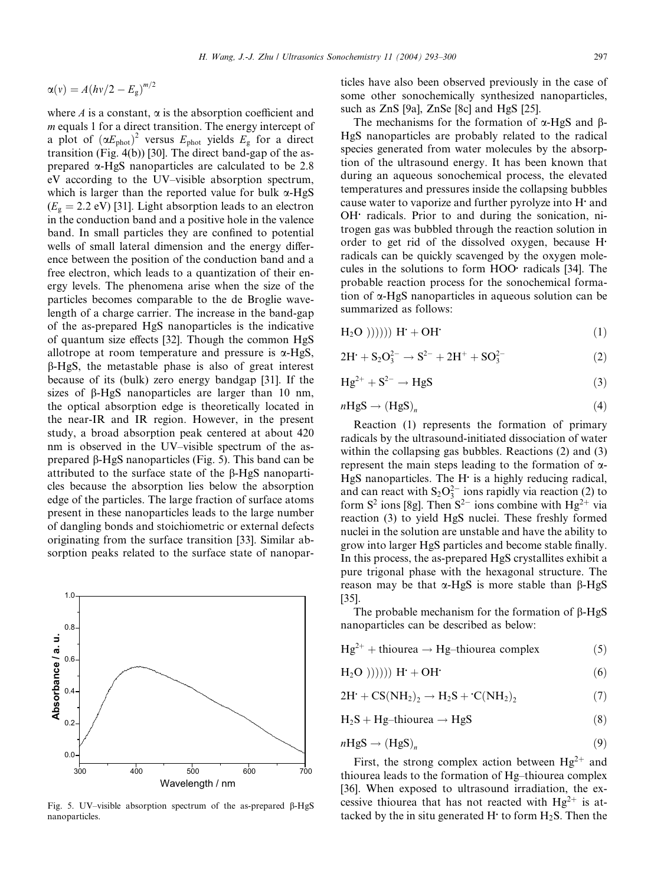$$\alpha(v) = A(hv/2 - E_g)^{m/2}$$

where $A$ is a constant, $\alpha$ is the absorption coefficient and $m$ equals 1 for a direct transition. The energy intercept of a plot of $(\alpha E_{phot})^2$ versus $E_{phot}$ yields $E_g$ for a direct transition (Fig. 4(b)) [30]. The direct band-gap of the as-prepared α-HgS nanoparticles are calculated to be 2.8 eV according to the UV–visible absorption spectrum, which is larger than the reported value for bulk α-HgS ($E_g = 2.2$ eV) [31]. Light absorption leads to an electron in the conduction band and a positive hole in the valence band. In small particles they are confined to potential wells of small lateral dimension and the energy difference between the position of the conduction band and a free electron, which leads to a quantization of their energy levels. The phenomena arise when the size of the particles becomes comparable to the de Broglie wavelength of a charge carrier. The increase in the band-gap of the as-prepared HgS nanoparticles is the indicative of quantum size effects [32]. Though the common HgS allotrope at room temperature and pressure is α-HgS, β-HgS, the metastable phase is also of great interest because of its (bulk) zero energy bandgap [31]. If the sizes of β-HgS nanoparticles are larger than 10 nm, the optical absorption edge is theoretically located in the near-IR and IR region. However, in the present study, a broad absorption peak centered at about 420 nm is observed in the UV–visible spectrum of the as-prepared β-HgS nanoparticles (Fig. 5). This band can be attributed to the surface state of the β-HgS nanoparticles because the absorption lies below the absorption edge of the particles. The large fraction of surface atoms present in these nanoparticles leads to the large number of dangling bonds and stoichiometric or external defects originating from the surface transition [33]. Similar absorption peaks related to the surface state of nanoparticles have also been observed previously in the case of some other sonochemically synthesized nanoparticles, such as ZnS [9a], ZnSe [8c] and HgS [25].

Fig. 5. UV–visible absorption spectrum of the as-prepared β-HgS nanoparticles.

The mechanisms for the formation of α-HgS and β-HgS nanoparticles are probably related to the radical species generated from water molecules by the absorption of the ultrasound energy. It has been known that during an aqueous sonochemical process, the elevated temperatures and pressures inside the collapsing bubbles cause water to vaporize and further pyrolyze into H· and OH· radicals. Prior to and during the sonication, nitrogen gas was bubbled through the reaction solution in order to get rid of the dissolved oxygen, because H· radicals can be quickly scavenged by the oxygen molecules in the solutions to form HOO· radicals [34]. The probable reaction process for the sonochemical formation of α-HgS nanoparticles in aqueous solution can be summarized as follows:

$$H_2O \;)))))) \; H^{\cdot} + OH^{\cdot} \tag{1}$$

$$2H^{\cdot} + S_2O_3^{2-} \rightarrow S^{2-} + 2H^+ + SO_3^{2-} \tag{2}$$

$$Hg^{2+} + S^{2-} \rightarrow HgS \tag{3}$$

$$nHgS \rightarrow (HgS)_n \tag{4}$$

Reaction (1) represents the formation of primary radicals by the ultrasound-initiated dissociation of water within the collapsing gas bubbles. Reactions (2) and (3) represent the main steps leading to the formation of α-HgS nanoparticles. The H· is a highly reducing radical, and can react with $S_2O_3^{2-}$ ions rapidly via reaction (2) to form $S^2$ ions [8g]. Then $S^{2-}$ ions combine with $Hg^{2+}$ via reaction (3) to yield HgS nuclei. These freshly formed nuclei in the solution are unstable and have the ability to grow into larger HgS particles and become stable finally. In this process, the as-prepared HgS crystallites exhibit a pure trigonal phase with the hexagonal structure. The reason may be that α-HgS is more stable than β-HgS [35].

The probable mechanism for the formation of β-HgS nanoparticles can be described as below:

$$Hg^{2+} + \text{thiourea} \rightarrow \text{Hg–thiourea complex} \tag{5}$$

$$H_2O \;)))))) \; H^{\cdot} + OH^{\cdot} \tag{6}$$

$$2H^{\cdot} + CS(NH_2)_2 \rightarrow H_2S + {}^{\cdot}C(NH_2)_2 \tag{7}$$

$$H_2S + \text{Hg–thiourea} \rightarrow HgS \tag{8}$$

$$nHgS \rightarrow (HgS)_n \tag{9}$$

First, the strong complex action between $Hg^{2+}$ and thiourea leads to the formation of Hg–thiourea complex [36]. When exposed to ultrasound irradiation, the excessive thiourea that has not reacted with $Hg^{2+}$ is attacked by the in situ generated H· to form $H_2S$. Then the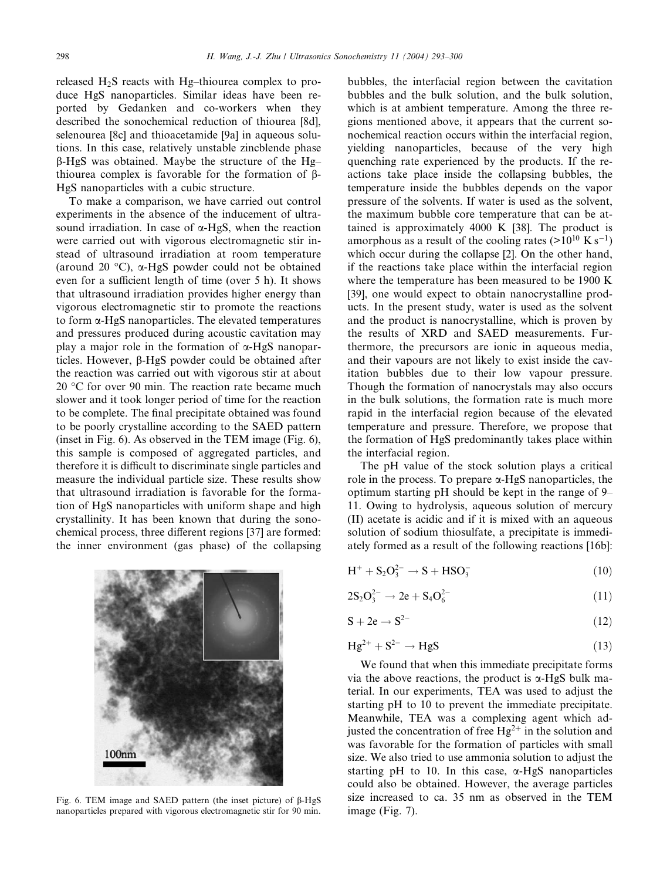released $H_2S$ reacts with Hg–thiourea complex to produce HgS nanoparticles. Similar ideas have been reported by Gedanken and co-workers when they described the sonochemical reduction of thiourea [8d], selenourea [8c] and thioacetamide [9a] in aqueous solutions. In this case, relatively unstable zincblende phase β-HgS was obtained. Maybe the structure of the Hg–thiourea complex is favorable for the formation of β-HgS nanoparticles with a cubic structure.

To make a comparison, we have carried out control experiments in the absence of the inducement of ultrasound irradiation. In case of α-HgS, when the reaction were carried out with vigorous electromagnetic stir instead of ultrasound irradiation at room temperature (around 20 °C), α-HgS powder could not be obtained even for a sufficient length of time (over 5 h). It shows that ultrasound irradiation provides higher energy than vigorous electromagnetic stir to promote the reactions to form α-HgS nanoparticles. The elevated temperatures and pressures produced during acoustic cavitation may play a major role in the formation of α-HgS nanoparticles. However, β-HgS powder could be obtained after the reaction was carried out with vigorous stir at about 20 °C for over 90 min. The reaction rate became much slower and it took longer period of time for the reaction to be complete. The final precipitate obtained was found to be poorly crystalline according to the SAED pattern (inset in Fig. 6). As observed in the TEM image (Fig. 6), this sample is composed of aggregated particles, and therefore it is difficult to discriminate single particles and measure the individual particle size. These results show that ultrasound irradiation is favorable for the formation of HgS nanoparticles with uniform shape and high crystallinity. It has been known that during the sonochemical process, three different regions [37] are formed: the inner environment (gas phase) of the collapsing bubbles, the interfacial region between the cavitation bubbles and the bulk solution, and the bulk solution, which is at ambient temperature. Among the three regions mentioned above, it appears that the current sonochemical reaction occurs within the interfacial region, yielding nanoparticles, because of the very high quenching rate experienced by the products. If the reactions take place inside the collapsing bubbles, the temperature inside the bubbles depends on the vapor pressure of the solvents. If water is used as the solvent, the maximum bubble core temperature that can be attained is approximately 4000 K [38]. The product is amorphous as a result of the cooling rates ($>10^{10}$ K $s^{-1}$) which occur during the collapse [2]. On the other hand, if the reactions take place within the interfacial region where the temperature has been measured to be 1900 K [39], one would expect to obtain nanocrystalline products. In the present study, water is used as the solvent and the product is nanocrystalline, which is proven by the results of XRD and SAED measurements. Furthermore, the precursors are ionic in aqueous media, and their vapours are not likely to exist inside the cavitation bubbles due to their low vapour pressure. Though the formation of nanocrystals may also occurs in the bulk solutions, the formation rate is much more rapid in the interfacial region because of the elevated temperature and pressure. Therefore, we propose that the formation of HgS predominantly takes place within the interfacial region.

Fig. 6. TEM image and SAED pattern (the inset picture) of β-HgS nanoparticles prepared with vigorous electromagnetic stir for 90 min.

The pH value of the stock solution plays a critical role in the process. To prepare α-HgS nanoparticles, the optimum starting pH should be kept in the range of 9–11. Owing to hydrolysis, aqueous solution of mercury (II) acetate is acidic and if it is mixed with an aqueous solution of sodium thiosulfate, a precipitate is immediately formed as a result of the following reactions [16b]:

$$H^+ + S_2O_3^{2-} \rightarrow S + HSO_3^- \tag{10}$$

$$2S_2O_3^{2-} \rightarrow 2e + S_4O_6^{2-} \tag{11}$$

$$S + 2e \rightarrow S^{2-} \tag{12}$$

$$Hg^{2+} + S^{2-} \rightarrow HgS \tag{13}$$

We found that when this immediate precipitate forms via the above reactions, the product is α-HgS bulk material. In our experiments, TEA was used to adjust the starting pH to 10 to prevent the immediate precipitate. Meanwhile, TEA was a complexing agent which adjusted the concentration of free $Hg^{2+}$ in the solution and was favorable for the formation of particles with small size. We also tried to use ammonia solution to adjust the starting pH to 10. In this case, α-HgS nanoparticles could also be obtained. However, the average particles size increased to ca. 35 nm as observed in the TEM image (Fig. 7).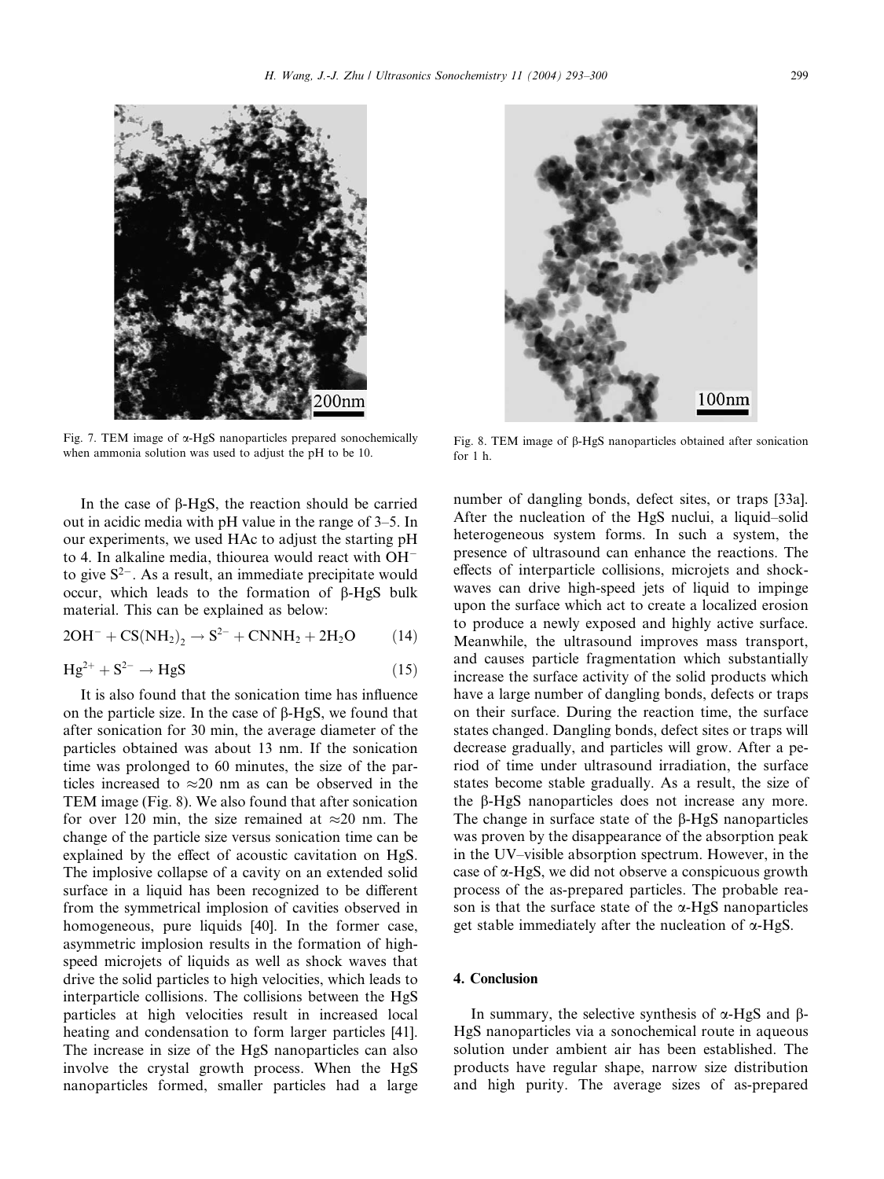Fig. 7. TEM image of α-HgS nanoparticles prepared sonochemically when ammonia solution was used to adjust the pH to be 10.

Fig. 8. TEM image of β-HgS nanoparticles obtained after sonication for 1 h.

In the case of β-HgS, the reaction should be carried out in acidic media with pH value in the range of 3–5. In our experiments, we used HAc to adjust the starting pH to 4. In alkaline media, thiourea would react with $OH^-$ to give $S^{2-}$. As a result, an immediate precipitate would occur, which leads to the formation of β-HgS bulk material. This can be explained as below:

$$2OH^- + CS(NH_2)_2 \rightarrow S^{2-} + CNNH_2 + 2H_2O \quad (14)$$

$$Hg^{2+} + S^{2-} \rightarrow HgS \quad (15)$$

It is also found that the sonication time has influence on the particle size. In the case of β-HgS, we found that after sonication for 30 min, the average diameter of the particles obtained was about 13 nm. If the sonication time was prolonged to 60 minutes, the size of the particles increased to ≈20 nm as can be observed in the TEM image (Fig. 8). We also found that after sonication for over 120 min, the size remained at ≈20 nm. The change of the particle size versus sonication time can be explained by the effect of acoustic cavitation on HgS. The implosive collapse of a cavity on an extended solid surface in a liquid has been recognized to be different from the symmetrical implosion of cavities observed in homogeneous, pure liquids [40]. In the former case, asymmetric implosion results in the formation of high-speed microjets of liquids as well as shock waves that drive the solid particles to high velocities, which leads to interparticle collisions. The collisions between the HgS particles at high velocities result in increased local heating and condensation to form larger particles [41]. The increase in size of the HgS nanoparticles can also involve the crystal growth process. When the HgS nanoparticles formed, smaller particles had a large number of dangling bonds, defect sites, or traps [33a]. After the nucleation of the HgS nuclui, a liquid–solid heterogeneous system forms. In such a system, the presence of ultrasound can enhance the reactions. The effects of interparticle collisions, microjets and shockwaves can drive high-speed jets of liquid to impinge upon the surface which act to create a localized erosion to produce a newly exposed and highly active surface. Meanwhile, the ultrasound improves mass transport, and causes particle fragmentation which substantially increase the surface activity of the solid products which have a large number of dangling bonds, defects or traps on their surface. During the reaction time, the surface states changed. Dangling bonds, defect sites or traps will decrease gradually, and particles will grow. After a period of time under ultrasound irradiation, the surface states become stable gradually. As a result, the size of the β-HgS nanoparticles does not increase any more. The change in surface state of the β-HgS nanoparticles was proven by the disappearance of the absorption peak in the UV–visible absorption spectrum. However, in the case of α-HgS, we did not observe a conspicuous growth process of the as-prepared particles. The probable reason is that the surface state of the α-HgS nanoparticles get stable immediately after the nucleation of α-HgS.

## 4. Conclusion

In summary, the selective synthesis of α-HgS and β-HgS nanoparticles via a sonochemical route in aqueous solution under ambient air has been established. The products have regular shape, narrow size distribution and high purity. The average sizes of as-prepared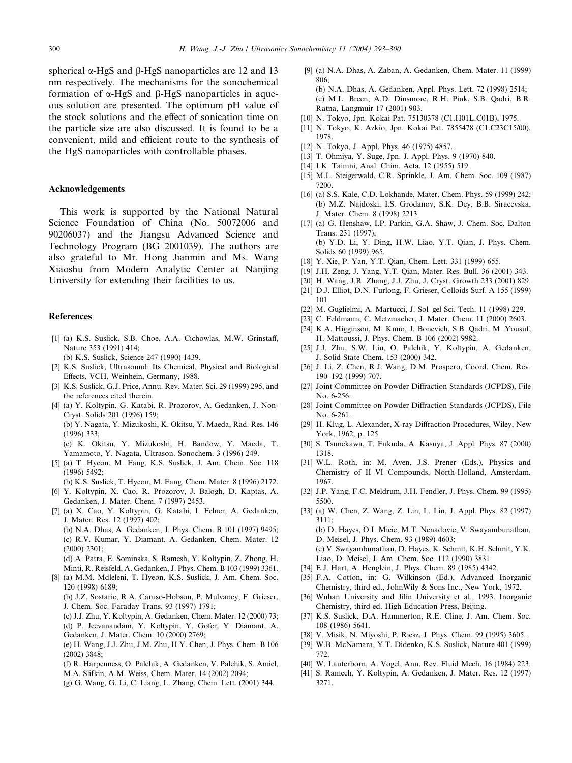spherical α-HgS and β-HgS nanoparticles are 12 and 13 nm respectively. The mechanisms for the sonochemical formation of α-HgS and β-HgS nanoparticles in aqueous solution are presented. The optimum pH value of the stock solutions and the effect of sonication time on the particle size are also discussed. It is found to be a convenient, mild and efficient route to the synthesis of the HgS nanoparticles with controllable phases.

## Acknowledgements

This work is supported by the National Natural Science Foundation of China (No. 50072006 and 90206037) and the Jiangsu Advanced Science and Technology Program (BG 2001039). The authors are also grateful to Mr. Hong Jianmin and Ms. Wang Xiaoshu from Modern Analytic Center at Nanjing University for extending their facilities to us.

## References

[1] (a) K.S. Suslick, S.B. Choe, A.A. Cichowlas, M.W. Grinstaff, Nature 353 (1991) 414;
(b) K.S. Suslick, Science 247 (1990) 1439.

[2] K.S. Suslick, Ultrasound: Its Chemical, Physical and Biological Effects, VCH, Weinhein, Germany, 1988.

[3] K.S. Suslick, G.J. Price, Annu. Rev. Mater. Sci. 29 (1999) 295, and the references cited therein.

[4] (a) Y. Koltypin, G. Katabi, R. Prozorov, A. Gedanken, J. Non-Cryst. Solids 201 (1996) 159;
(b) Y. Nagata, Y. Mizukoshi, K. Okitsu, Y. Maeda, Rad. Res. 146 (1996) 333;
(c) K. Okitsu, Y. Mizukoshi, H. Bandow, Y. Maeda, T. Yamamoto, Y. Nagata, Ultrason. Sonochem. 3 (1996) 249.

[5] (a) T. Hyeon, M. Fang, K.S. Suslick, J. Am. Chem. Soc. 118 (1996) 5492;
(b) K.S. Suslick, T. Hyeon, M. Fang, Chem. Mater. 8 (1996) 2172.

[6] Y. Koltypin, X. Cao, R. Prozorov, J. Balogh, D. Kaptas, A. Gedanken, J. Mater. Chem. 7 (1997) 2453.

[7] (a) X. Cao, Y. Koltypin, G. Katabi, I. Felner, A. Gedanken, J. Mater. Res. 12 (1997) 402;
(b) N.A. Dhas, A. Gedanken, J. Phys. Chem. B 101 (1997) 9495;
(c) R.V. Kumar, Y. Diamant, A. Gedanken, Chem. Mater. 12 (2000) 2301;
(d) A. Patra, E. Sominska, S. Ramesh, Y. Koltypin, Z. Zhong, H. Minti, R. Reisfeld, A. Gedanken, J. Phys. Chem. B 103 (1999) 3361.

[8] (a) M.M. Mdleleni, T. Hyeon, K.S. Suslick, J. Am. Chem. Soc. 120 (1998) 6189;
(b) J.Z. Sostaric, R.A. Caruso-Hobson, P. Mulvaney, F. Grieser, J. Chem. Soc. Faraday Trans. 93 (1997) 1791;
(c) J.J. Zhu, Y. Koltypin, A. Gedanken, Chem. Mater. 12 (2000) 73;
(d) P. Jeevanandam, Y. Koltypin, Y. Gofer, Y. Diamant, A. Gedanken, J. Mater. Chem. 10 (2000) 2769;
(e) H. Wang, J.J. Zhu, J.M. Zhu, H.Y. Chen, J. Phys. Chem. B 106 (2002) 3848;
(f) R. Harpenness, O. Palchik, A. Gedanken, V. Palchik, S. Amiel, M.A. Slifkin, A.M. Weiss, Chem. Mater. 14 (2002) 2094;
(g) G. Wang, G. Li, C. Liang, L. Zhang, Chem. Lett. (2001) 344.

[9] (a) N.A. Dhas, A. Zaban, A. Gedanken, Chem. Mater. 11 (1999) 806;
(b) N.A. Dhas, A. Gedanken, Appl. Phys. Lett. 72 (1998) 2514;
(c) M.L. Breen, A.D. Dinsmore, R.H. Pink, S.B. Qadri, B.R. Ratna, Langmuir 17 (2001) 903.

[10] N. Tokyo, Jpn. Kokai Pat. 75130378 (C1.H01L.C01B), 1975.

[11] N. Tokyo, K. Azkio, Jpn. Kokai Pat. 7855478 (C1.C23C15/00), 1978.

[12] N. Tokyo, J. Appl. Phys. 46 (1975) 4857.

[13] T. Ohmiya, Y. Suge, Jpn. J. Appl. Phys. 9 (1970) 840.

[14] I.K. Taimni, Anal. Chim. Acta. 12 (1955) 519.

[15] M.L. Steigerwald, C.R. Sprinkle, J. Am. Chem. Soc. 109 (1987) 7200.

[16] (a) S.S. Kale, C.D. Lokhande, Mater. Chem. Phys. 59 (1999) 242;
(b) M.Z. Najdoski, I.S. Grodanov, S.K. Dey, B.B. Siracevska, J. Mater. Chem. 8 (1998) 2213.

[17] (a) G. Henshaw, I.P. Parkin, G.A. Shaw, J. Chem. Soc. Dalton Trans. 231 (1997);
(b) Y.D. Li, Y. Ding, H.W. Liao, Y.T. Qian, J. Phys. Chem. Solids 60 (1999) 965.

[18] Y. Xie, P. Yan, Y.T. Qian, Chem. Lett. 331 (1999) 655.

[19] J.H. Zeng, J. Yang, Y.T. Qian, Mater. Res. Bull. 36 (2001) 343.

[20] H. Wang, J.R. Zhang, J.J. Zhu, J. Cryst. Growth 233 (2001) 829.

[21] D.J. Elliot, D.N. Furlong, F. Grieser, Colloids Surf. A 155 (1999) 101.

[22] M. Guglielmi, A. Martucci, J. Sol–gel Sci. Tech. 11 (1998) 229.

[23] C. Feldmann, C. Metzmacher, J. Mater. Chem. 11 (2000) 2603.

[24] K.A. Higginson, M. Kuno, J. Bonevich, S.B. Qadri, M. Yousuf, H. Mattoussi, J. Phys. Chem. B 106 (2002) 9982.

[25] J.J. Zhu, S.W. Liu, O. Palchik, Y. Koltypin, A. Gedanken, J. Solid State Chem. 153 (2000) 342.

[26] J. Li, Z. Chen, R.J. Wang, D.M. Prospero, Coord. Chem. Rev. 190–192 (1999) 707.

[27] Joint Committee on Powder Diffraction Standards (JCPDS), File No. 6-256.

[28] Joint Committee on Powder Diffraction Standards (JCPDS), File No. 6-261.

[29] H. Klug, L. Alexander, X-ray Diffraction Procedures, Wiley, New York, 1962, p. 125.

[30] S. Tsunekawa, T. Fukuda, A. Kasuya, J. Appl. Phys. 87 (2000) 1318.

[31] W.L. Roth, in: M. Aven, J.S. Prener (Eds.), Physics and Chemistry of II–VI Compounds, North-Holland, Amsterdam, 1967.

[32] J.P. Yang, F.C. Meldrum, J.H. Fendler, J. Phys. Chem. 99 (1995) 5500.

[33] (a) W. Chen, Z. Wang, Z. Lin, L. Lin, J. Appl. Phys. 82 (1997) 3111;
(b) D. Hayes, O.I. Micic, M.T. Nenadovic, V. Swayambunathan, D. Meisel, J. Phys. Chem. 93 (1989) 4603;
(c) V. Swayambunathan, D. Hayes, K. Schmit, K.H. Schmit, Y.K. Liao, D. Meisel, J. Am. Chem. Soc. 112 (1990) 3831.

[34] E.J. Hart, A. Henglein, J. Phys. Chem. 89 (1985) 4342.

[35] F.A. Cotton, in: G. Wilkinson (Ed.), Advanced Inorganic Chemistry, third ed., JohnWily & Sons Inc., New York, 1972.

[36] Wuhan University and Jilin University et al., 1993. Inorganic Chemistry, third ed. High Education Press, Beijing.

[37] K.S. Suslick, D.A. Hammerton, R.E. Cline, J. Am. Chem. Soc. 108 (1986) 5641.

[38] V. Misik, N. Miyoshi, P. Riesz, J. Phys. Chem. 99 (1995) 3605.

[39] W.B. McNamara, Y.T. Didenko, K.S. Suslick, Nature 401 (1999) 772.

[40] W. Lauterborn, A. Vogel, Ann. Rev. Fluid Mech. 16 (1984) 223.

[41] S. Ramech, Y. Koltypin, A. Gedanken, J. Mater. Res. 12 (1997) 3271.